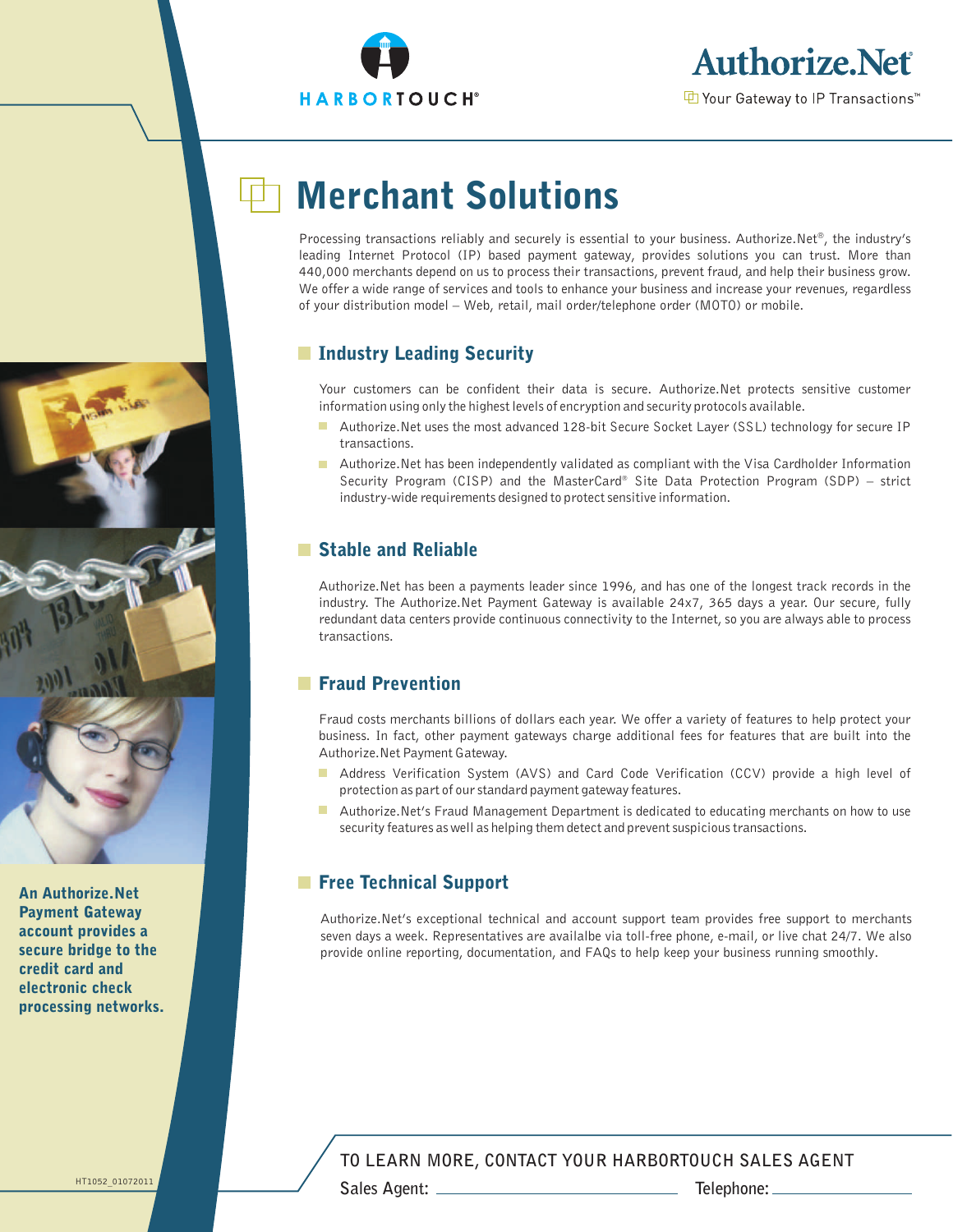HARBORTOUCH®

Authorize.Net

Your Gateway to IP Transactions™

# Merchant Solutions

Processing transactions reliably and securely is essential to your business. Authorize.Net®, the industry's leading Internet Protocol (IP) based payment gateway, provides solutions you can trust. More than 440,000 merchants depend on us to process their transactions, prevent fraud, and help their business grow. We offer a wide range of services and tools to enhance your business and increase your revenues, regardless of your distribution model – Web, retail, mail order/telephone order (MOTO) or mobile.

## Industry Leading Security

Your customers can be confident their data is secure. Authorize.Net protects sensitive customer information using only the highest levels of encryption and security protocols available.

- Authorize.Net uses the most advanced 128-bit Secure Socket Layer (SSL) technology for secure IP transactions.
- Authorize.Net has been independently validated as compliant with the Visa Cardholder Information Security Program (CISP) and the MasterCard® Site Data Protection Program (SDP) – strict industry-wide requirements designed to protect sensitive information.

## Stable and Reliable

Authorize.Net has been a payments leader since 1996, and has one of the longest track records in the industry. The Authorize.Net Payment Gateway is available 24x7, 365 days a year. Our secure, fully redundant data centers provide continuous connectivity to the Internet, so you are always able to process transactions.

## Fraud Prevention

Fraud costs merchants billions of dollars each year. We offer a variety of features to help protect your business. In fact, other payment gateways charge additional fees for features that are built into the Authorize.Net Payment Gateway.

- Address Verification System (AVS) and Card Code Verification (CCV) provide a high level of protection as part of our standard payment gateway features.
- Authorize.Net's Fraud Management Department is dedicated to educating merchants on how to use security features as well as helping them detect and prevent suspicious transactions.

## Free Technical Support

Authorize.Net's exceptional technical and account support team provides free support to merchants seven days a week. Representatives are availalbe via toll-free phone, e-mail, or live chat 24/7. We also provide online reporting, documentation, and FAQs to help keep your business running smoothly.

**An Authorize.Net Payment Gateway account provides a secure bridge to the credit card and electronic check processing networks.**

**TO LEARN MORE, CONTACT YOUR HARBORTOUCH SALES AGENT**

**Sales Agent:** ______________________ **Telephone:** ______________

HT1052_01072011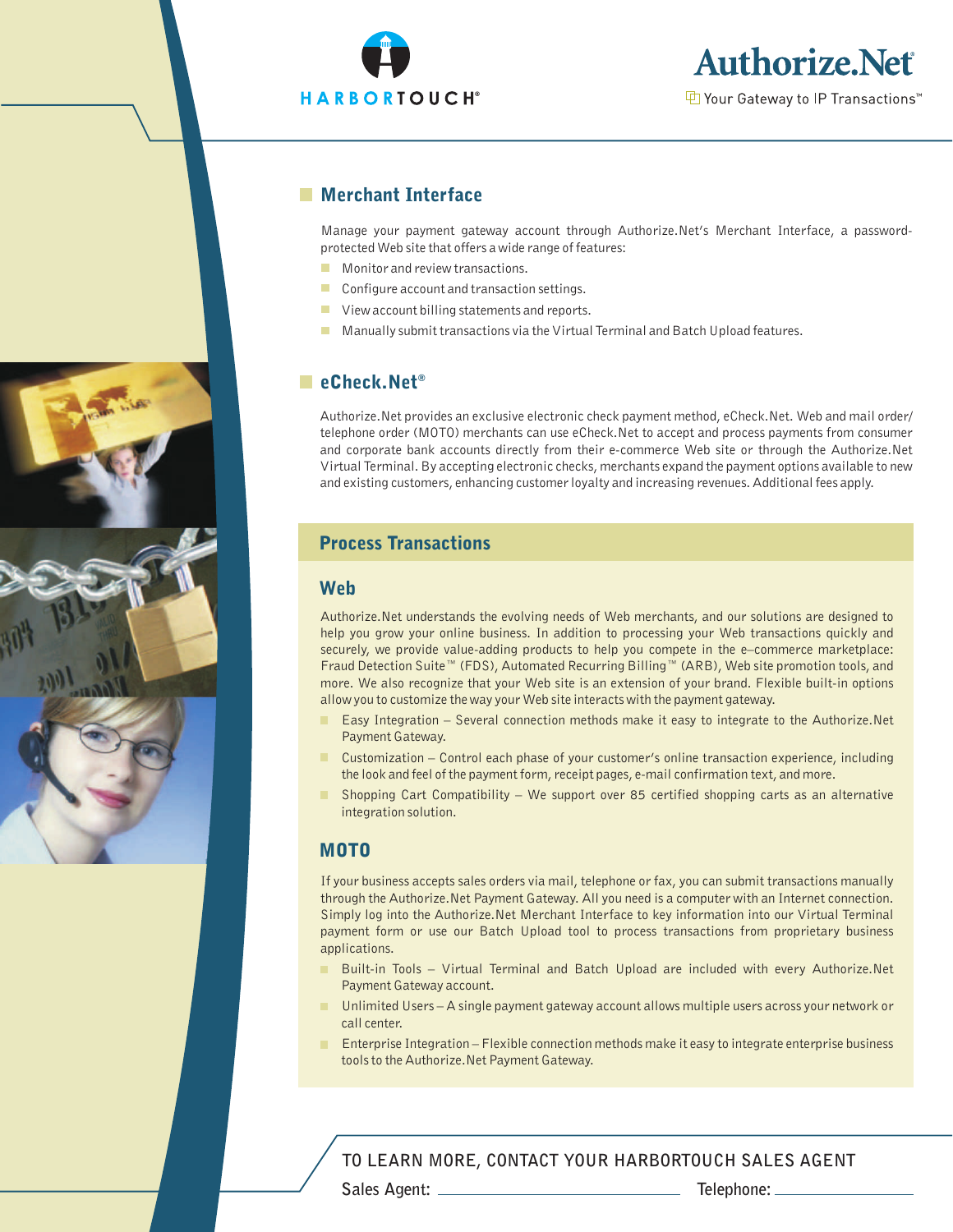HARBORTOUCH®

Authorize.Net

Your Gateway to IP Transactions™

## Merchant Interface

Manage your payment gateway account through Authorize.Net's Merchant Interface, a password-protected Web site that offers a wide range of features:

- Monitor and review transactions.
- Configure account and transaction settings.
- View account billing statements and reports.
- Manually submit transactions via the Virtual Terminal and Batch Upload features.

## eCheck.Net®

Authorize.Net provides an exclusive electronic check payment method, eCheck.Net. Web and mail order/telephone order (MOTO) merchants can use eCheck.Net to accept and process payments from consumer and corporate bank accounts directly from their e-commerce Web site or through the Authorize.Net Virtual Terminal. By accepting electronic checks, merchants expand the payment options available to new and existing customers, enhancing customer loyalty and increasing revenues. Additional fees apply.

## Process Transactions

### Web

Authorize.Net understands the evolving needs of Web merchants, and our solutions are designed to help you grow your online business. In addition to processing your Web transactions quickly and securely, we provide value-adding products to help you compete in the e–commerce marketplace: Fraud Detection Suite™ (FDS), Automated Recurring Billing™ (ARB), Web site promotion tools, and more. We also recognize that your Web site is an extension of your brand. Flexible built-in options allow you to customize the way your Web site interacts with the payment gateway.

- Easy Integration – Several connection methods make it easy to integrate to the Authorize.Net Payment Gateway.
- Customization – Control each phase of your customer's online transaction experience, including the look and feel of the payment form, receipt pages, e-mail confirmation text, and more.
- Shopping Cart Compatibility – We support over 85 certified shopping carts as an alternative integration solution.

### MOTO

If your business accepts sales orders via mail, telephone or fax, you can submit transactions manually through the Authorize.Net Payment Gateway. All you need is a computer with an Internet connection. Simply log into the Authorize.Net Merchant Interface to key information into our Virtual Terminal payment form or use our Batch Upload tool to process transactions from proprietary business applications.

- Built-in Tools – Virtual Terminal and Batch Upload are included with every Authorize.Net Payment Gateway account.
- Unlimited Users – A single payment gateway account allows multiple users across your network or call center.
- Enterprise Integration – Flexible connection methods make it easy to integrate enterprise business tools to the Authorize.Net Payment Gateway.

TO LEARN MORE, CONTACT YOUR HARBORTOUCH SALES AGENT

Sales Agent: ______________________ Telephone: ______________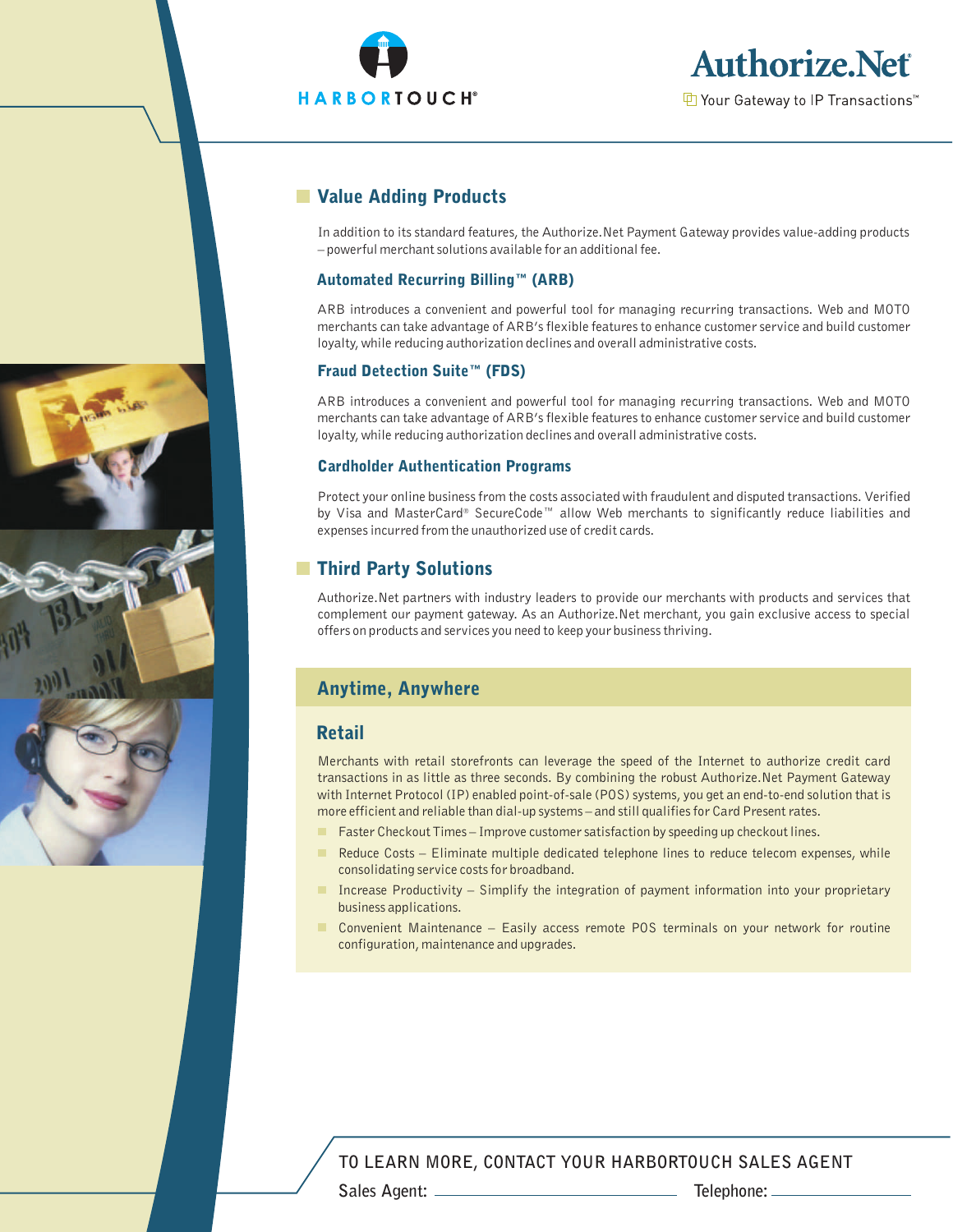HARBORTOUCH®

Authorize.Net

Your Gateway to IP Transactions™

## Value Adding Products

In addition to its standard features, the Authorize.Net Payment Gateway provides value-adding products – powerful merchant solutions available for an additional fee.

### Automated Recurring Billing™ (ARB)

ARB introduces a convenient and powerful tool for managing recurring transactions. Web and MOTO merchants can take advantage of ARB's flexible features to enhance customer service and build customer loyalty, while reducing authorization declines and overall administrative costs.

### Fraud Detection Suite™ (FDS)

ARB introduces a convenient and powerful tool for managing recurring transactions. Web and MOTO merchants can take advantage of ARB's flexible features to enhance customer service and build customer loyalty, while reducing authorization declines and overall administrative costs.

### Cardholder Authentication Programs

Protect your online business from the costs associated with fraudulent and disputed transactions. Verified by Visa and MasterCard® SecureCode™ allow Web merchants to significantly reduce liabilities and expenses incurred from the unauthorized use of credit cards.

## Third Party Solutions

Authorize.Net partners with industry leaders to provide our merchants with products and services that complement our payment gateway. As an Authorize.Net merchant, you gain exclusive access to special offers on products and services you need to keep your business thriving.

## Anytime, Anywhere

### Retail

Merchants with retail storefronts can leverage the speed of the Internet to authorize credit card transactions in as little as three seconds. By combining the robust Authorize.Net Payment Gateway with Internet Protocol (IP) enabled point-of-sale (POS) systems, you get an end-to-end solution that is more efficient and reliable than dial-up systems – and still qualifies for Card Present rates.

- Faster Checkout Times – Improve customer satisfaction by speeding up checkout lines.
- Reduce Costs – Eliminate multiple dedicated telephone lines to reduce telecom expenses, while consolidating service costs for broadband.
- Increase Productivity – Simplify the integration of payment information into your proprietary business applications.
- Convenient Maintenance – Easily access remote POS terminals on your network for routine configuration, maintenance and upgrades.

TO LEARN MORE, CONTACT YOUR HARBORTOUCH SALES AGENT

Sales Agent: ______________________ Telephone: ______________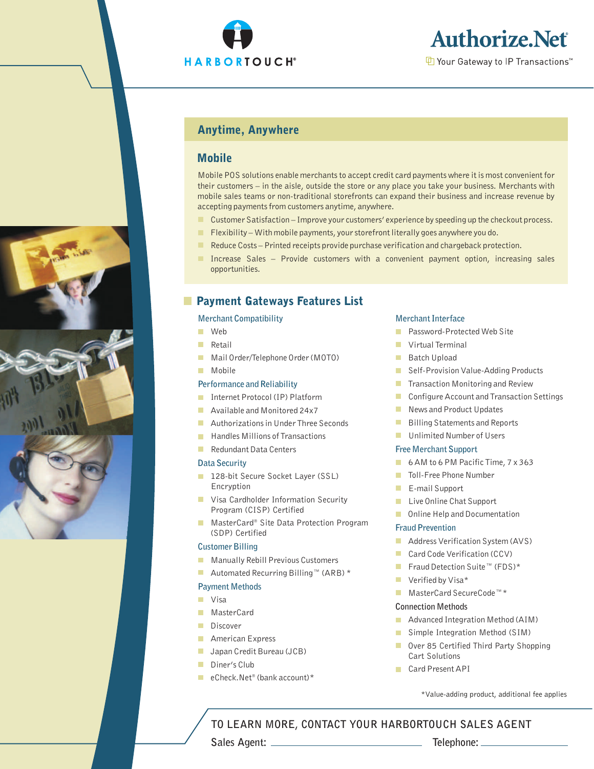HARBORTOUCH®

# Authorize.Net

Your Gateway to IP Transactions™

## Anytime, Anywhere

### Mobile

Mobile POS solutions enable merchants to accept credit card payments where it is most convenient for their customers – in the aisle, outside the store or any place you take your business. Merchants with mobile sales teams or non-traditional storefronts can expand their business and increase revenue by accepting payments from customers anytime, anywhere.

- Customer Satisfaction – Improve your customers' experience by speeding up the checkout process.
- Flexibility – With mobile payments, your storefront literally goes anywhere you do.
- Reduce Costs – Printed receipts provide purchase verification and chargeback protection.
- Increase Sales – Provide customers with a convenient payment option, increasing sales opportunities.

## Payment Gateways Features List

### Merchant Compatibility

- Web
- Retail
- Mail Order/Telephone Order (MOTO)
- Mobile

### Performance and Reliability

- Internet Protocol (IP) Platform
- Available and Monitored 24x7
- Authorizations in Under Three Seconds
- Handles Millions of Transactions
- Redundant Data Centers

### Data Security

- 128-bit Secure Socket Layer (SSL) Encryption
- Visa Cardholder Information Security Program (CISP) Certified
- MasterCard® Site Data Protection Program (SDP) Certified

### Customer Billing

- Manually Rebill Previous Customers
- Automated Recurring Billing™ (ARB) *

### Payment Methods

- Visa
- MasterCard
- Discover
- American Express
- Japan Credit Bureau (JCB)
- Diner's Club
- eCheck.Net® (bank account)*

### Merchant Interface

- Password-Protected Web Site
- Virtual Terminal
- Batch Upload
- Self-Provision Value-Adding Products
- Transaction Monitoring and Review
- Configure Account and Transaction Settings
- News and Product Updates
- Billing Statements and Reports
- Unlimited Number of Users

### Free Merchant Support

- 6 AM to 6 PM Pacific Time, 7 x 363
- Toll-Free Phone Number
- E-mail Support
- Live Online Chat Support
- Online Help and Documentation

### Fraud Prevention

- Address Verification System (AVS)
- Card Code Verification (CCV)
- Fraud Detection Suite™ (FDS)*
- Verified by Visa*
- MasterCard SecureCode™ *

### Connection Methods

- Advanced Integration Method (AIM)
- Simple Integration Method (SIM)
- Over 85 Certified Third Party Shopping Cart Solutions
- Card Present API

*Value-adding product, additional fee applies

**TO LEARN MORE, CONTACT YOUR HARBORTOUCH SALES AGENT**

Sales Agent: ______________________ Telephone: ______________